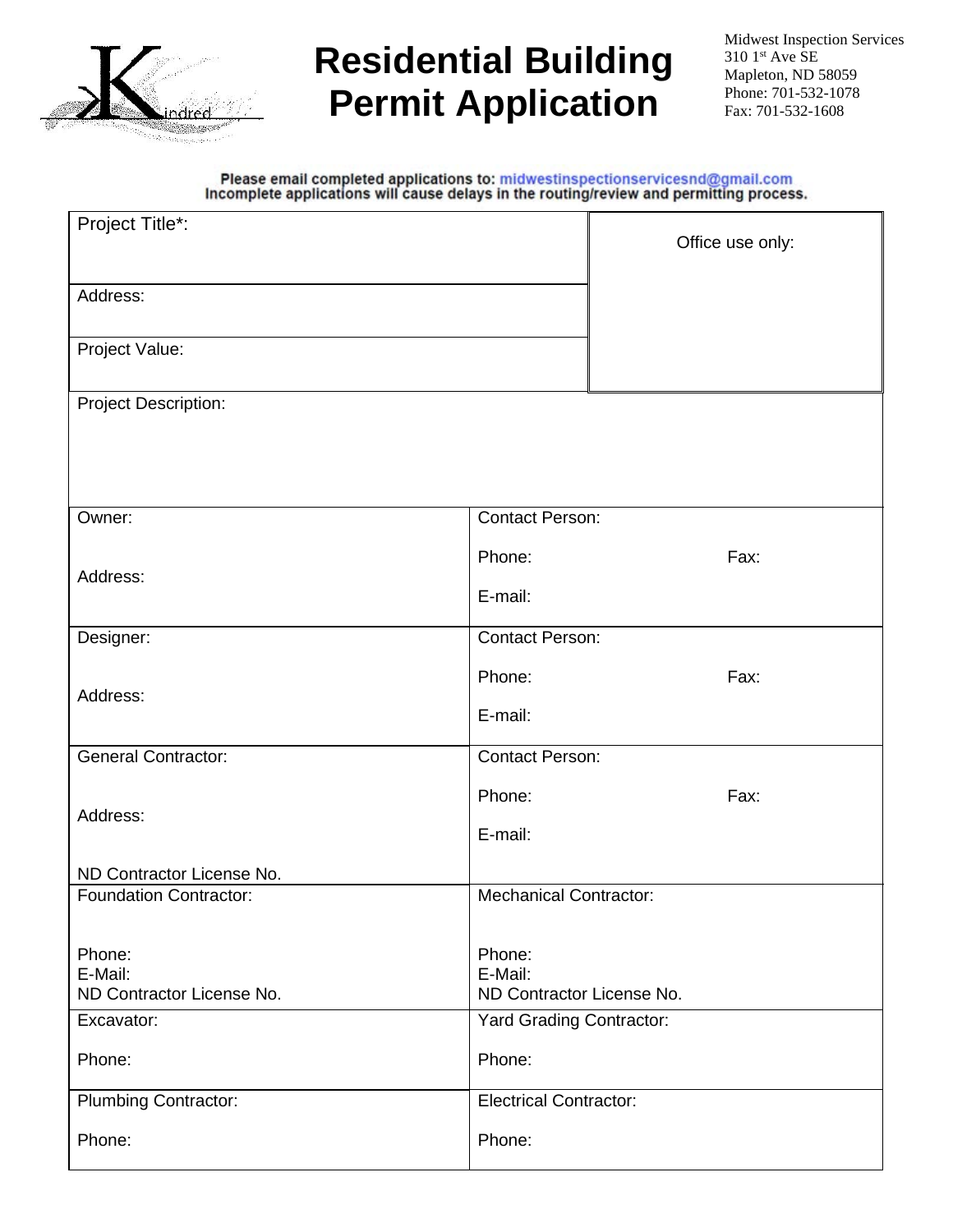# Residential Building Permit Application

Midwest Inspection Services
310 1st Ave SE
Mapleton, ND 58059
Phone: 701-532-1078
Fax: 701-532-1608

**Please email completed applications to: midwestinspectionservicesnd@gmail.com**
**Incomplete applications will cause delays in the routing/review and permitting process.**

| | |
|---|---|
| Project Title*: | Office use only: |
| Address: | |
| Project Value: | |
| Project Description: | |
| Owner:<br><br>Address: | Contact Person:<br><br>Phone: Fax:<br><br>E-mail: |
| Designer:<br><br>Address: | Contact Person:<br><br>Phone: Fax:<br><br>E-mail: |
| General Contractor:<br><br>Address:<br><br>ND Contractor License No. | Contact Person:<br><br>Phone: Fax:<br><br>E-mail: |
| Foundation Contractor:<br><br>Phone:<br>E-Mail:<br>ND Contractor License No. | Mechanical Contractor:<br><br>Phone:<br>E-Mail:<br>ND Contractor License No. |
| Excavator:<br><br>Phone: | Yard Grading Contractor:<br><br>Phone: |
| Plumbing Contractor:<br><br>Phone: | Electrical Contractor:<br><br>Phone: |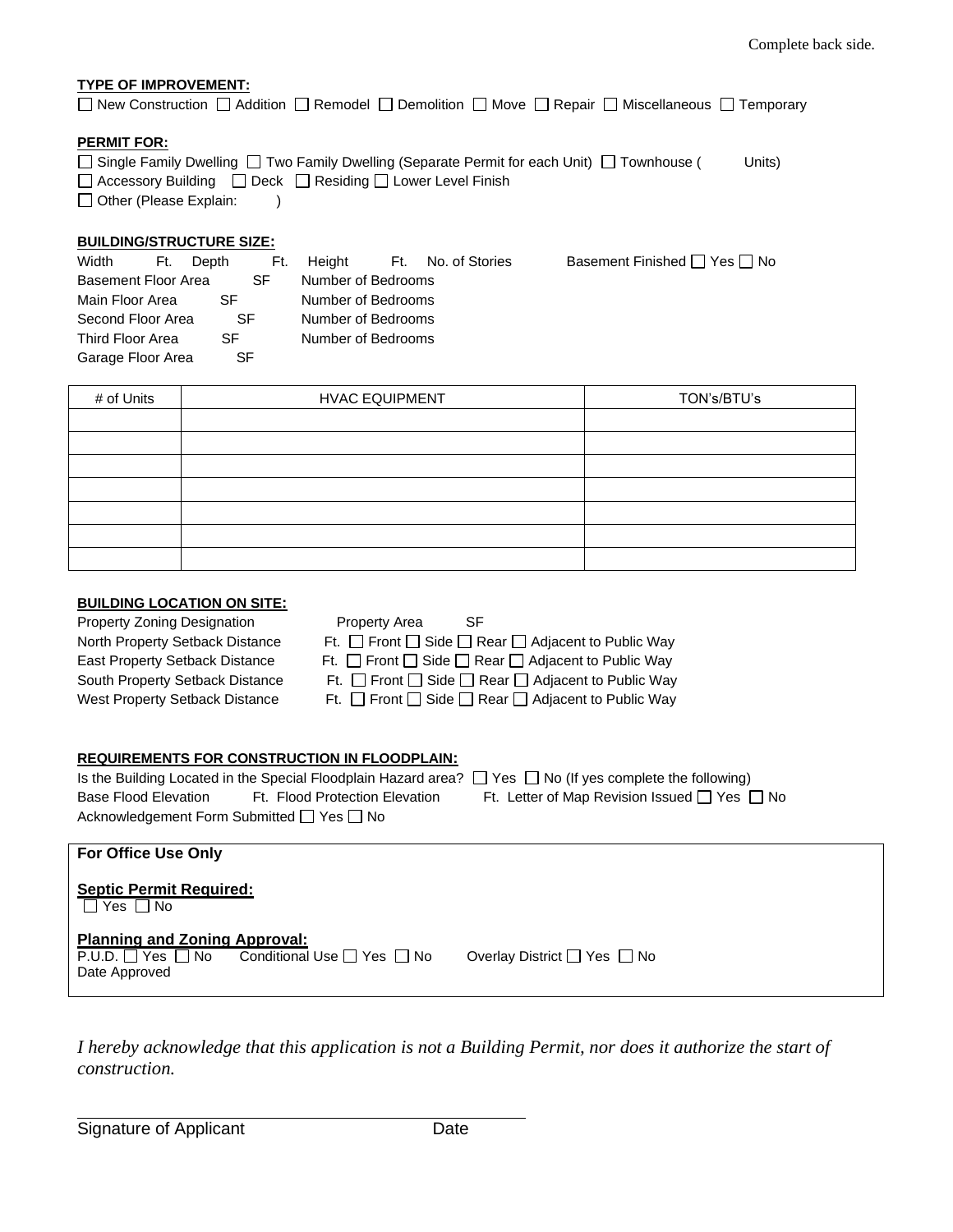Complete back side.

**TYPE OF IMPROVEMENT:**

☐ New Construction ☐ Addition ☐ Remodel ☐ Demolition ☐ Move ☐ Repair ☐ Miscellaneous ☐ Temporary

**PERMIT FOR:**

☐ Single Family Dwelling ☐ Two Family Dwelling (Separate Permit for each Unit) ☐ Townhouse ( Units)
☐ Accessory Building ☐ Deck ☐ Residing ☐ Lower Level Finish
☐ Other (Please Explain: )

**BUILDING/STRUCTURE SIZE:**

Width Ft. Depth Ft. Height Ft. No. of Stories Basement Finished ☐ Yes ☐ No
Basement Floor Area SF Number of Bedrooms
Main Floor Area SF Number of Bedrooms
Second Floor Area SF Number of Bedrooms
Third Floor Area SF Number of Bedrooms
Garage Floor Area SF

| # of Units | HVAC EQUIPMENT | TON's/BTU's |
|---|---|---|
| | | |
| | | |
| | | |
| | | |
| | | |
| | | |
| | | |

**BUILDING LOCATION ON SITE:**

Property Zoning Designation Property Area SF
North Property Setback Distance Ft. ☐ Front ☐ Side ☐ Rear ☐ Adjacent to Public Way
East Property Setback Distance Ft. ☐ Front ☐ Side ☐ Rear ☐ Adjacent to Public Way
South Property Setback Distance Ft. ☐ Front ☐ Side ☐ Rear ☐ Adjacent to Public Way
West Property Setback Distance Ft. ☐ Front ☐ Side ☐ Rear ☐ Adjacent to Public Way

**REQUIREMENTS FOR CONSTRUCTION IN FLOODPLAIN:**

Is the Building Located in the Special Floodplain Hazard area? ☐ Yes ☐ No (If yes complete the following)
Base Flood Elevation Ft. Flood Protection Elevation Ft. Letter of Map Revision Issued ☐ Yes ☐ No
Acknowledgement Form Submitted ☐ Yes ☐ No

**For Office Use Only**

**Septic Permit Required:**
☐ Yes ☐ No

**Planning and Zoning Approval:**
P.U.D. ☐ Yes ☐ No Conditional Use ☐ Yes ☐ No Overlay District ☐ Yes ☐ No
Date Approved

*I hereby acknowledge that this application is not a Building Permit, nor does it authorize the start of construction.*

Signature of Applicant Date